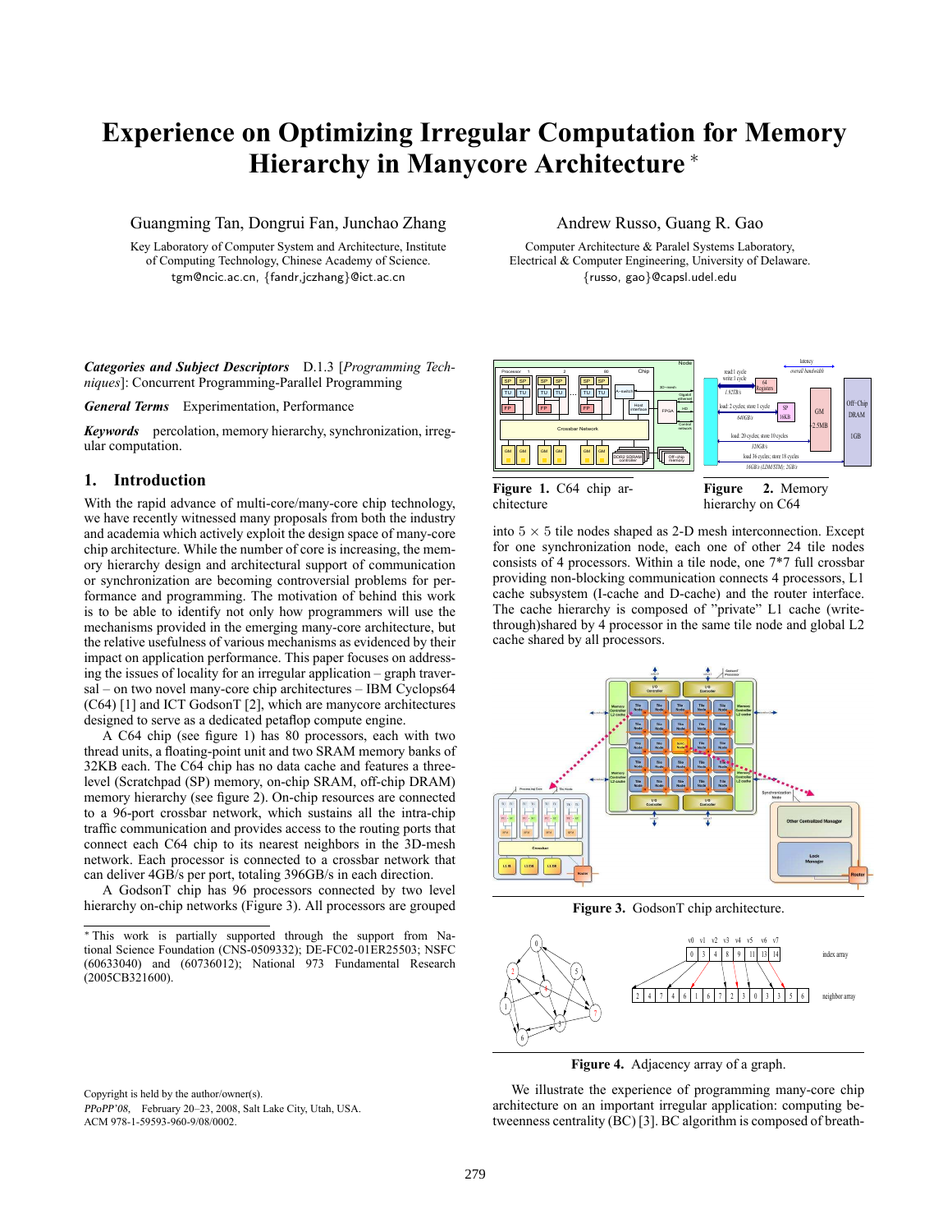# Experience on Optimizing Irregular Computation for Memory Hierarchy in Manycore Architecture *

Guangming Tan, Dongrui Fan, Junchao Zhang

Key Laboratory of Computer System and Architecture, Institute of Computing Technology, Chinese Academy of Science.
tgm@ncic.ac.cn, {fandr,jczhang}@ict.ac.cn

Andrew Russo, Guang R. Gao

Computer Architecture & Paralel Systems Laboratory, Electrical & Computer Engineering, University of Delaware.
{russo, gao}@capsl.udel.edu

***Categories and Subject Descriptors*** D.1.3 [*Programming Techniques*]: Concurrent Programming-Parallel Programming

***General Terms*** Experimentation, Performance

***Keywords*** percolation, memory hierarchy, synchronization, irregular computation.

## 1. Introduction

With the rapid advance of multi-core/many-core chip technology, we have recently witnessed many proposals from both the industry and academia which actively exploit the design space of many-core chip architecture. While the number of core is increasing, the memory hierarchy design and architectural support of communication or synchronization are becoming controversial problems for performance and programming. The motivation of behind this work is to be able to identify not only how programmers will use the mechanisms provided in the emerging many-core architecture, but the relative usefulness of various mechanisms as evidenced by their impact on application performance. This paper focuses on addressing the issues of locality for an irregular application – graph traversal – on two novel many-core chip architectures – IBM Cyclops64 (C64) [1] and ICT GodsonT [2], which are manycore architectures designed to serve as a dedicated petaflop compute engine.

A C64 chip (see figure 1) has 80 processors, each with two thread units, a floating-point unit and two SRAM memory banks of 32KB each. The C64 chip has no data cache and features a three-level (Scratchpad (SP) memory, on-chip SRAM, off-chip DRAM) memory hierarchy (see figure 2). On-chip resources are connected to a 96-port crossbar network, which sustains all the intra-chip traffic communication and provides access to the routing ports that connect each C64 chip to its nearest neighbors in the 3D-mesh network. Each processor is connected to a crossbar network that can deliver 4GB/s per port, totaling 396GB/s in each direction.

A GodsonT chip has 96 processors connected by two level hierarchy on-chip networks (Figure 3). All processors are grouped into $5 \times 5$ tile nodes shaped as 2-D mesh interconnection. Except for one synchronization node, each one of other 24 tile nodes consists of 4 processors. Within a tile node, one 7*7 full crossbar providing non-blocking communication connects 4 processors, L1 cache subsystem (I-cache and D-cache) and the router interface. The cache hierarchy is composed of "private" L1 cache (write-through)shared by 4 processor in the same tile node and global L2 cache shared by all processors.

**Figure 1.** C64 chip architecture

**Figure 2.** Memory hierarchy on C64

**Figure 3.** GodsonT chip architecture.

**Figure 4.** Adjacency array of a graph.

We illustrate the experience of programming many-core chip architecture on an important irregular application: computing betweenness centrality (BC) [3]. BC algorithm is composed of breath-

---

* This work is partially supported through the support from National Science Foundation (CNS-0509332); DE-FC02-01ER25503; NSFC (60633040) and (60736012); National 973 Fundamental Research (2005CB321600).

Copyright is held by the author/owner(s).
*PPoPP'08,* February 20–23, 2008, Salt Lake City, Utah, USA.
ACM 978-1-59593-960-9/08/0002.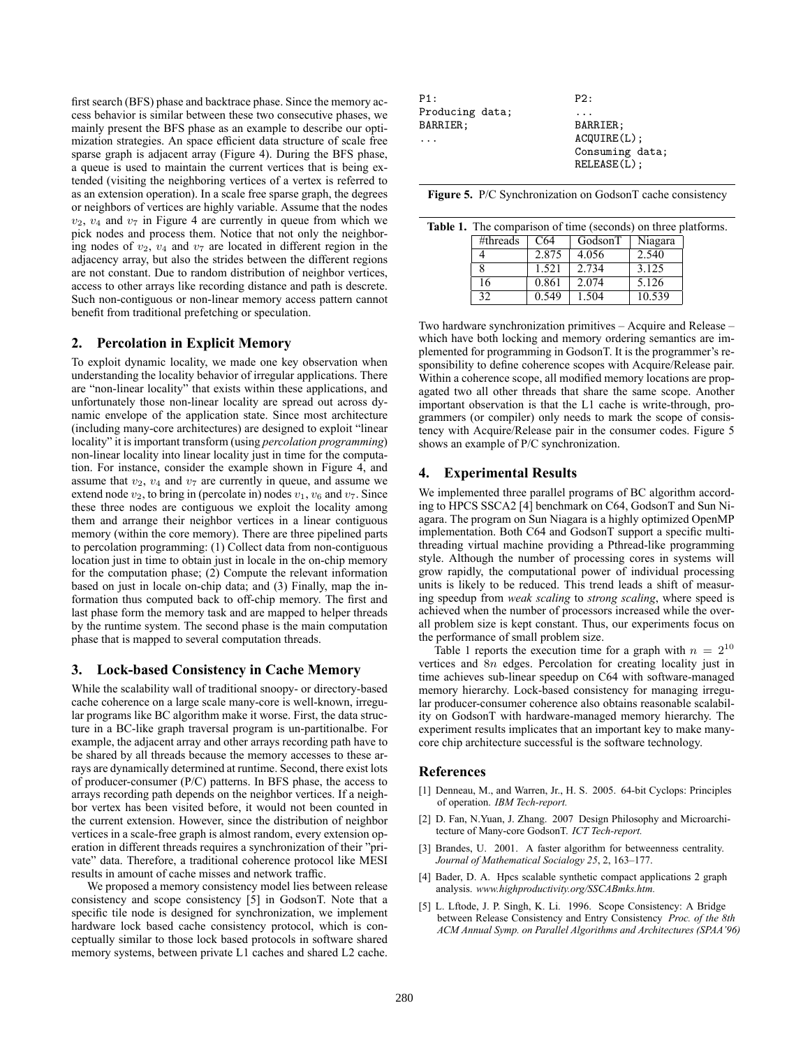first search (BFS) phase and backtrace phase. Since the memory access behavior is similar between these two consecutive phases, we mainly present the BFS phase as an example to describe our optimization strategies. An space efficient data structure of scale free sparse graph is adjacent array (Figure 4). During the BFS phase, a queue is used to maintain the current vertices that is being extended (visiting the neighboring vertices of a vertex is referred to as an extension operation). In a scale free sparse graph, the degrees or neighbors of vertices are highly variable. Assume that the nodes $v_2$, $v_4$ and $v_7$ in Figure 4 are currently in queue from which we pick nodes and process them. Notice that not only the neighboring nodes of $v_2$, $v_4$ and $v_7$ are located in different region in the adjacency array, but also the strides between the different regions are not constant. Due to random distribution of neighbor vertices, access to other arrays like recording distance and path is descrete. Such non-contiguous or non-linear memory access pattern cannot benefit from traditional prefetching or speculation.

## 2. Percolation in Explicit Memory

To exploit dynamic locality, we made one key observation when understanding the locality behavior of irregular applications. There are "non-linear locality" that exists within these applications, and unfortunately those non-linear locality are spread out across dynamic envelope of the application state. Since most architecture (including many-core architectures) are designed to exploit "linear locality" it is important transform (using *percolation programming*) non-linear locality into linear locality just in time for the computation. For instance, consider the example shown in Figure 4, and assume that $v_2$, $v_4$ and $v_7$ are currently in queue, and assume we extend node $v_2$, to bring in (percolate in) nodes $v_1$, $v_6$ and $v_7$. Since these three nodes are contiguous we exploit the locality among them and arrange their neighbor vertices in a linear contiguous memory (within the core memory). There are three pipelined parts to percolation programming: (1) Collect data from non-contiguous location just in time to obtain just in locale in the on-chip memory for the computation phase; (2) Compute the relevant information based on just in locale on-chip data; and (3) Finally, map the information thus computed back to off-chip memory. The first and last phase form the memory task and are mapped to helper threads by the runtime system. The second phase is the main computation phase that is mapped to several computation threads.

## 3. Lock-based Consistency in Cache Memory

While the scalability wall of traditional snoopy- or directory-based cache coherence on a large scale many-core is well-known, irregular programs like BC algorithm make it worse. First, the data structure in a BC-like graph traversal program is un-partitionalbe. For example, the adjacent array and other arrays recording path have to be shared by all threads because the memory accesses to these arrays are dynamically determined at runtime. Second, there exist lots of producer-consumer (P/C) patterns. In BFS phase, the access to arrays recording path depends on the neighbor vertices. If a neighbor vertex has been visited before, it would not been counted in the current extension. However, since the distribution of neighbor vertices in a scale-free graph is almost random, every extension operation in different threads requires a synchronization of their "private" data. Therefore, a traditional coherence protocol like MESI results in amount of cache misses and network traffic.

We proposed a memory consistency model lies between release consistency and scope consistency [5] in GodsonT. Note that a specific tile node is designed for synchronization, we implement hardware lock based cache consistency protocol, which is conceptually similar to those lock based protocols in software shared memory systems, between private L1 caches and shared L2 cache.

```
P1:                    P2:
Producing data;        ...
BARRIER;               BARRIER;
...                    ACQUIRE(L);
                       Consuming data;
                       RELEASE(L);
```

**Figure 5.** P/C Synchronization on GodsonT cache consistency

**Table 1.** The comparison of time (seconds) on three platforms.

| #threads | C64 | GodsonT | Niagara |
|---|---|---|---|
| 4 | 2.875 | 4.056 | 2.540 |
| 8 | 1.521 | 2.734 | 3.125 |
| 16 | 0.861 | 2.074 | 5.126 |
| 32 | 0.549 | 1.504 | 10.539 |

Two hardware synchronization primitives – Acquire and Release – which have both locking and memory ordering semantics are implemented for programming in GodsonT. It is the programmer's responsibility to define coherence scopes with Acquire/Release pair. Within a coherence scope, all modified memory locations are propagated two all other threads that share the same scope. Another important observation is that the L1 cache is write-through, programmers (or compiler) only needs to mark the scope of consistency with Acquire/Release pair in the consumer codes. Figure 5 shows an example of P/C synchronization.

## 4. Experimental Results

We implemented three parallel programs of BC algorithm according to HPCS SSCA2 [4] benchmark on C64, GodsonT and Sun Niagara. The program on Sun Niagara is a highly optimized OpenMP implementation. Both C64 and GodsonT support a specific multithreading virtual machine providing a Pthread-like programming style. Although the number of processing cores in systems will grow rapidly, the computational power of individual processing units is likely to be reduced. This trend leads a shift of measuring speedup from *weak scaling* to *strong scaling*, where speed is achieved when the number of processors increased while the overall problem size is kept constant. Thus, our experiments focus on the performance of small problem size.

Table 1 reports the execution time for a graph with $n = 2^{10}$ vertices and $8n$ edges. Percolation for creating locality just in time achieves sub-linear speedup on C64 with software-managed memory hierarchy. Lock-based consistency for managing irregular producer-consumer coherence also obtains reasonable scalability on GodsonT with hardware-managed memory hierarchy. The experiment results implicates that an important key to make many-core chip architecture successful is the software technology.

## References

[1] Denneau, M., and Warren, Jr., H. S. 2005. 64-bit Cyclops: Principles of operation. *IBM Tech-report.*

[2] D. Fan, N.Yuan, J. Zhang. 2007 Design Philosophy and Microarchitecture of Many-core GodsonT. *ICT Tech-report.*

[3] Brandes, U. 2001. A faster algorithm for betweenness centrality. *Journal of Mathematical Socialogy 25*, 2, 163–177.

[4] Bader, D. A. Hpcs scalable synthetic compact applications 2 graph analysis. *www.highproductivity.org/SSCABmks.htm.*

[5] L. Lftode, J. P. Singh, K. Li. 1996. Scope Consistency: A Bridge between Release Consistency and Entry Consistency *Proc. of the 8th ACM Annual Symp. on Parallel Algorithms and Architectures (SPAA'96)*